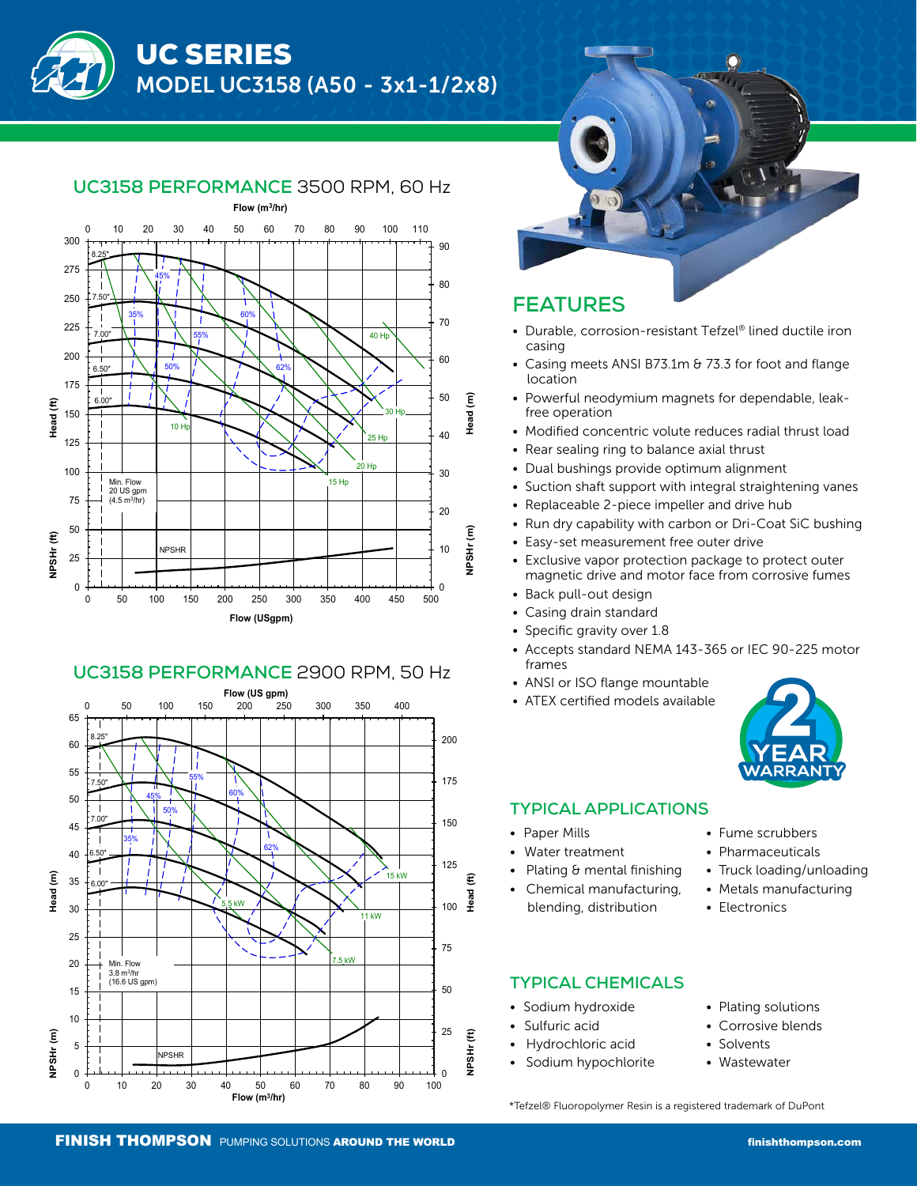# UC SERIES

## MODEL UC3158 (A50 - 3x1-1/2x8)

## UC3158 PERFORMANCE 3500 RPM, 60 Hz

Flow ($m^3$/hr)

Head (ft) | Head (m) | NPSHr (ft) | NPSHr (m) | Flow (USgpm)

Impeller diameters: 8.25", 7.50", 7.00", 6.50", 6.00"

Efficiency: 35%, 45%, 50%, 55%, 60%, 62%

Power: 10 Hp, 15 Hp, 20 Hp, 25 Hp, 30 Hp, 40 Hp

Min. Flow 20 US gpm (4.5 $m^3$/hr)

NPSHR

## UC3158 PERFORMANCE 2900 RPM, 50 Hz

Flow (US gpm)

Head (m) | Head (ft) | NPSHr (m) | NPSHr (ft) | Flow ($m^3$/hr)

Impeller diameters: 8.25", 7.50", 7.00", 6.50", 6.00"

Efficiency: 35%, 45%, 50%, 55%, 60%, 62%

Power: 5.5 kW, 7.5 kW, 11 kW, 15 kW

Min. Flow 3.8 $m^3$/hr (16.6 US gpm)

NPSHR

## FEATURES

- Durable, corrosion-resistant Tefzel® lined ductile iron casing
- Casing meets ANSI B73.1m & 73.3 for foot and flange location
- Powerful neodymium magnets for dependable, leak-free operation
- Modified concentric volute reduces radial thrust load
- Rear sealing ring to balance axial thrust
- Dual bushings provide optimum alignment
- Suction shaft support with integral straightening vanes
- Replaceable 2-piece impeller and drive hub
- Run dry capability with carbon or Dri-Coat SiC bushing
- Easy-set measurement free outer drive
- Exclusive vapor protection package to protect outer magnetic drive and motor face from corrosive fumes
- Back pull-out design
- Casing drain standard
- Specific gravity over 1.8
- Accepts standard NEMA 143-365 or IEC 90-225 motor frames
- ANSI or ISO flange mountable
- ATEX certified models available

2 YEAR WARRANTY

## TYPICAL APPLICATIONS

- Paper Mills
- Water treatment
- Plating & mental finishing
- Chemical manufacturing, blending, distribution
- Fume scrubbers
- Pharmaceuticals
- Truck loading/unloading
- Metals manufacturing
- Electronics

## TYPICAL CHEMICALS

- Sodium hydroxide
- Sulfuric acid
- Hydrochloric acid
- Sodium hypochlorite
- Plating solutions
- Corrosive blends
- Solvents
- Wastewater

*Tefzel® Fluoropolymer Resin is a registered trademark of DuPont

**FINISH THOMPSON** PUMPING SOLUTIONS **AROUND THE WORLD** finishthompson.com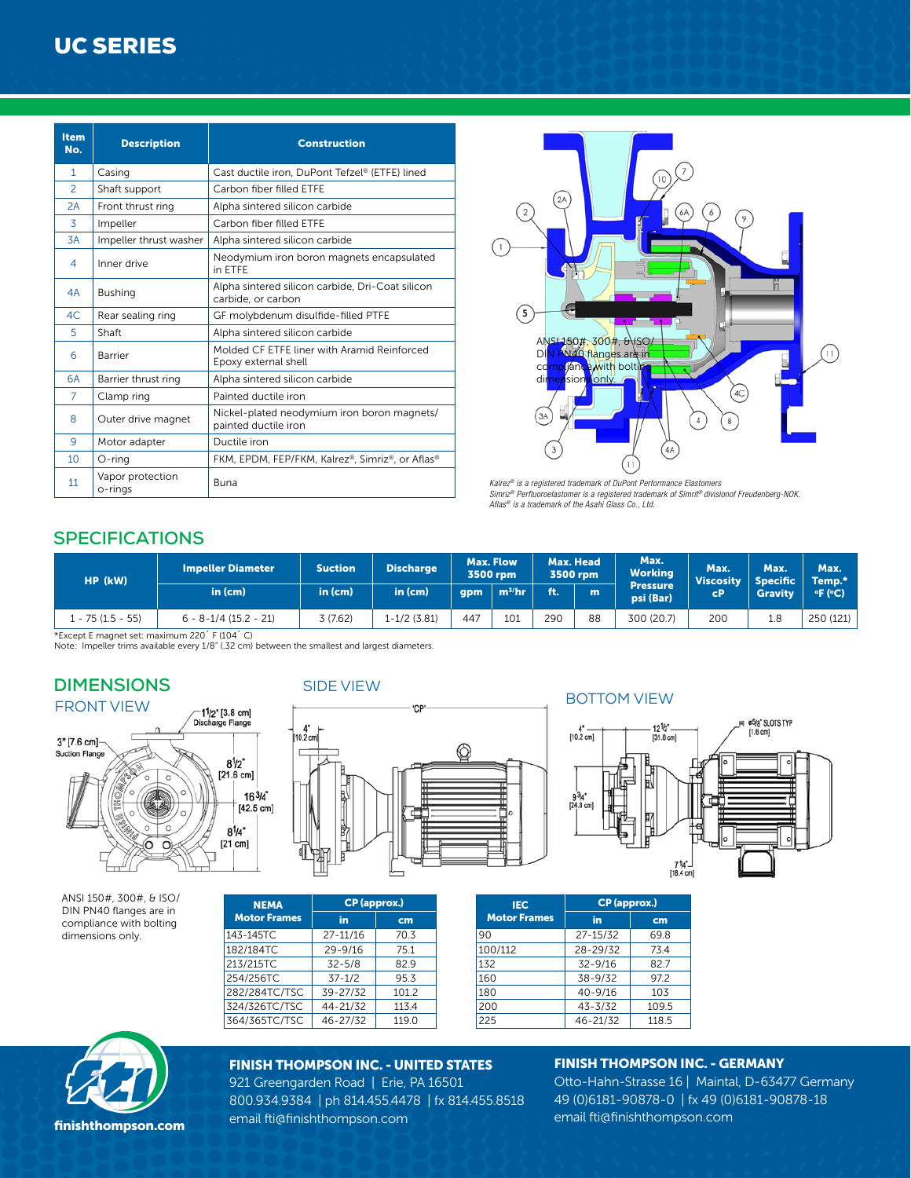# UC SERIES

| Item No. | Description | Construction |
|---|---|---|
| 1 | Casing | Cast ductile iron, DuPont Tefzel® (ETFE) lined |
| 2 | Shaft support | Carbon fiber filled ETFE |
| 2A | Front thrust ring | Alpha sintered silicon carbide |
| 3 | Impeller | Carbon fiber filled ETFE |
| 3A | Impeller thrust washer | Alpha sintered silicon carbide |
| 4 | Inner drive | Neodymium iron boron magnets encapsulated in ETFE |
| 4A | Bushing | Alpha sintered silicon carbide, Dri-Coat silicon carbide, or carbon |
| 4C | Rear sealing ring | GF molybdenum disulfide-filled PTFE |
| 5 | Shaft | Alpha sintered silicon carbide |
| 6 | Barrier | Molded CF ETFE liner with Aramid Reinforced Epoxy external shell |
| 6A | Barrier thrust ring | Alpha sintered silicon carbide |
| 7 | Clamp ring | Painted ductile iron |
| 8 | Outer drive magnet | Nickel-plated neodymium iron boron magnets/ painted ductile iron |
| 9 | Motor adapter | Ductile iron |
| 10 | O-ring | FKM, EPDM, FEP/FKM, Kalrez®, Simriz®, or Aflas® |
| 11 | Vapor protection o-rings | Buna |

ANSI 150#, 300#, & ISO/ DIN PN40 flanges are in compliance with bolting dimensions only.

1 2 2A 3 3A 4 4A 4C 5 6 6A 7 8 9 10 11

*Kalrez® is a registered trademark of DuPont Performance Elastomers*
*Simriz® Perfluoroelastomer is a registered trademark of Simrit® divisionof Freudenberg-NOK.*
*Aflas® is a trademark of the Asahi Glass Co., Ltd.*

## SPECIFICATIONS

| HP (kW) | Impeller Diameter | Suction | Discharge | Max. Flow 3500 rpm | | Max. Head 3500 rpm | | Max. Working Pressure psi (Bar) | Max. Viscosity cP | Max. Specific Gravity | Max. Temp.* °F (°C) |
|---|---|---|---|---|---|---|---|---|---|---|---|
| | in (cm) | in (cm) | in (cm) | gpm | m³/hr | ft. | m | | | | |
| 1 - 75 (1.5 - 55) | 6 - 8-1/4 (15.2 - 21) | 3 (7.62) | 1-1/2 (3.81) | 447 | 101 | 290 | 88 | 300 (20.7) | 200 | 1.8 | 250 (121) |

*Except E magnet set: maximum 220° F (104° C)
Note: Impeller trims available every 1/8" (.32 cm) between the smallest and largest diameters.

## DIMENSIONS

### FRONT VIEW

1½" [3.8 cm] Discharge Flange
3" [7.6 cm] Suction Flange
8½" [21.6 cm]
16¾" [42.5 cm]
8¼" [21 cm]

### SIDE VIEW

'CP'
4" [10.2 cm]

### BOTTOM VIEW

4" [10.2 cm]
12½" [31.8 cm]
(4) ø5/8" SLOTS TYP [1.6 cm]
9¾" [24.8 cm]
7¼" [18.4 cm]

ANSI 150#, 300#, & ISO/ DIN PN40 flanges are in compliance with bolting dimensions only.

| NEMA Motor Frames | CP (approx.) | |
|---|---|---|
| | in | cm |
| 143-145TC | 27-11/16 | 70.3 |
| 182/184TC | 29-9/16 | 75.1 |
| 213/215TC | 32-5/8 | 82.9 |
| 254/256TC | 37-1/2 | 95.3 |
| 282/284TC/TSC | 39-27/32 | 101.2 |
| 324/326TC/TSC | 44-21/32 | 113.4 |
| 364/365TC/TSC | 46-27/32 | 119.0 |

| IEC Motor Frames | CP (approx.) | |
|---|---|---|
| | in | cm |
| 90 | 27-15/32 | 69.8 |
| 100/112 | 28-29/32 | 73.4 |
| 132 | 32-9/16 | 82.7 |
| 160 | 38-9/32 | 97.2 |
| 180 | 40-9/16 | 103 |
| 200 | 43-3/32 | 109.5 |
| 225 | 46-21/32 | 118.5 |

**finishthompson.com**

**FINISH THOMPSON INC. - UNITED STATES**
921 Greengarden Road | Erie, PA 16501
800.934.9384 | ph 814.455.4478 | fx 814.455.8518
email fti@finishthompson.com

**FINISH THOMPSON INC. - GERMANY**
Otto-Hahn-Strasse 16 | Maintal, D-63477 Germany
49 (0)6181-90878-0 | fx 49 (0)6181-90878-18
email fti@finishthompson.com